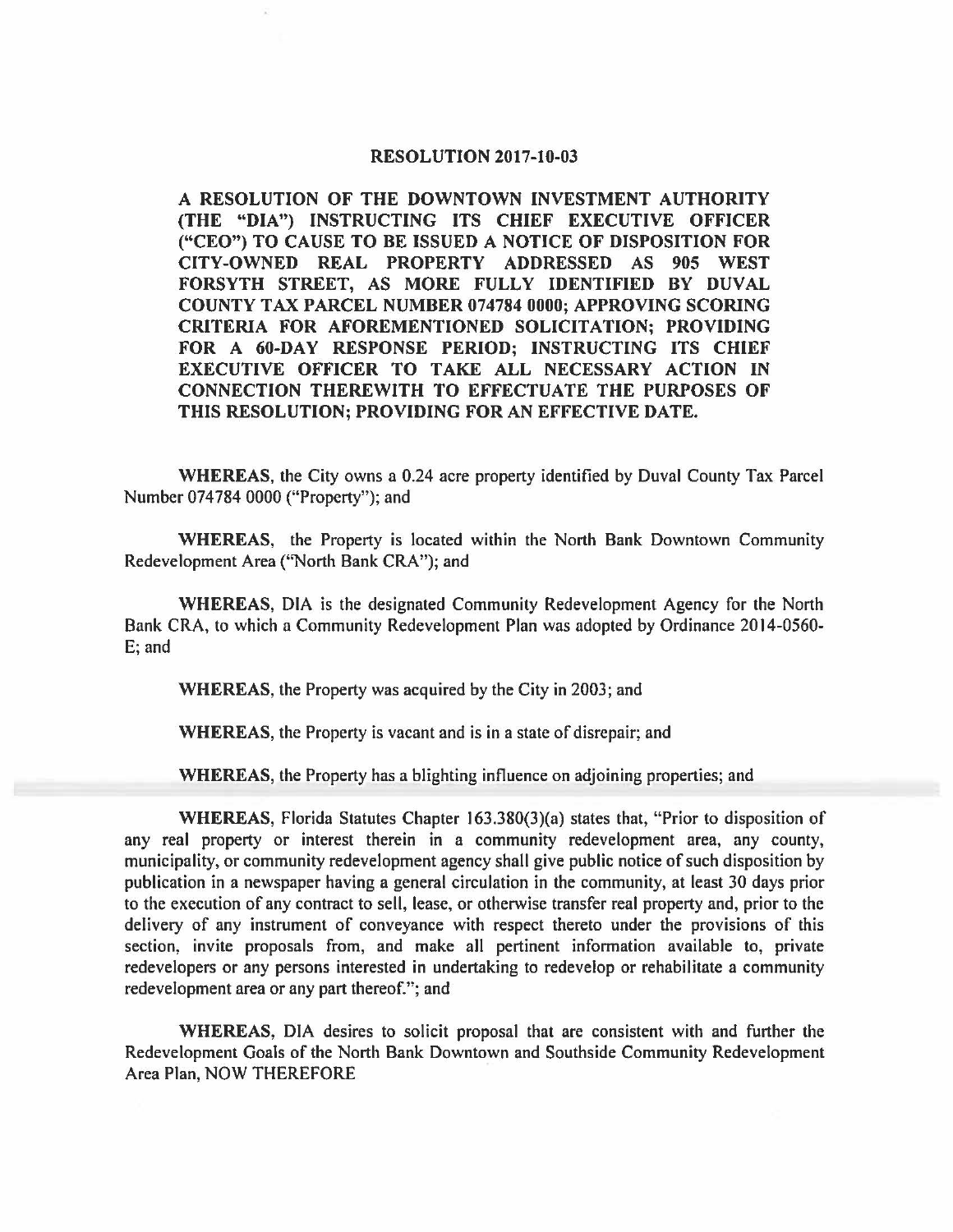# RESOLUTION 2017-10-03

**A RESOLUTION OF THE DOWNTOWN INVESTMENT AUTHORITY (THE "DIA") INSTRUCTING ITS CHIEF EXECUTIVE OFFICER ("CEO") TO CAUSE TO BE ISSUED A NOTICE OF DISPOSITION FOR CITY-OWNED REAL PROPERTY ADDRESSED AS 905 WEST FORSYTH STREET, AS MORE FULLY IDENTIFIED BY DUVAL COUNTY TAX PARCEL NUMBER 074784 0000; APPROVING SCORING CRITERIA FOR AFOREMENTIONED SOLICITATION; PROVIDING FOR A 60-DAY RESPONSE PERIOD; INSTRUCTING ITS CHIEF EXECUTIVE OFFICER TO TAKE ALL NECESSARY ACTION IN CONNECTION THEREWITH TO EFFECTUATE THE PURPOSES OF THIS RESOLUTION; PROVIDING FOR AN EFFECTIVE DATE.**

**WHEREAS**, the City owns a 0.24 acre property identified by Duval County Tax Parcel Number 074784 0000 ("Property"); and

**WHEREAS**, the Property is located within the North Bank Downtown Community Redevelopment Area ("North Bank CRA"); and

**WHEREAS**, DIA is the designated Community Redevelopment Agency for the North Bank CRA, to which a Community Redevelopment Plan was adopted by Ordinance 2014-0560-E; and

**WHEREAS**, the Property was acquired by the City in 2003; and

**WHEREAS**, the Property is vacant and is in a state of disrepair; and

**WHEREAS**, the Property has a blighting influence on adjoining properties; and

**WHEREAS**, Florida Statutes Chapter 163.380(3)(a) states that, "Prior to disposition of any real property or interest therein in a community redevelopment area, any county, municipality, or community redevelopment agency shall give public notice of such disposition by publication in a newspaper having a general circulation in the community, at least 30 days prior to the execution of any contract to sell, lease, or otherwise transfer real property and, prior to the delivery of any instrument of conveyance with respect thereto under the provisions of this section, invite proposals from, and make all pertinent information available to, private redevelopers or any persons interested in undertaking to redevelop or rehabilitate a community redevelopment area or any part thereof."; and

**WHEREAS**, DIA desires to solicit proposal that are consistent with and further the Redevelopment Goals of the North Bank Downtown and Southside Community Redevelopment Area Plan, NOW THEREFORE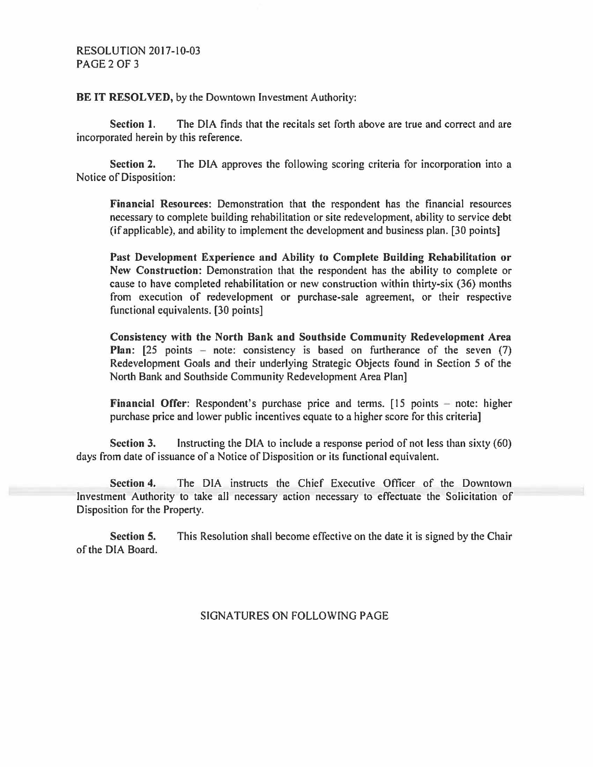**BE IT RESOLVED,** by the Downtown Investment Authority:

**Section 1.** The DIA finds that the recitals set forth above are true and correct and are incorporated herein by this reference.

**Section 2.** The DIA approves the following scoring criteria for incorporation into a Notice of Disposition:

> **Financial Resources:** Demonstration that the respondent has the financial resources necessary to complete building rehabilitation or site redevelopment, ability to service debt (if applicable), and ability to implement the development and business plan. [30 points]
>
> **Past Development Experience and Ability to Complete Building Rehabilitation or New Construction:** Demonstration that the respondent has the ability to complete or cause to have completed rehabilitation or new construction within thirty-six (36) months from execution of redevelopment or purchase-sale agreement, or their respective functional equivalents. [30 points]
>
> **Consistency with the North Bank and Southside Community Redevelopment Area Plan:** [25 points – note: consistency is based on furtherance of the seven (7) Redevelopment Goals and their underlying Strategic Objects found in Section 5 of the North Bank and Southside Community Redevelopment Area Plan]
>
> **Financial Offer:** Respondent's purchase price and terms. [15 points – note: higher purchase price and lower public incentives equate to a higher score for this criteria]

**Section 3.** Instructing the DIA to include a response period of not less than sixty (60) days from date of issuance of a Notice of Disposition or its functional equivalent.

**Section 4.** The DIA instructs the Chief Executive Officer of the Downtown Investment Authority to take all necessary action necessary to effectuate the Solicitation of Disposition for the Property.

**Section 5.** This Resolution shall become effective on the date it is signed by the Chair of the DIA Board.

SIGNATURES ON FOLLOWING PAGE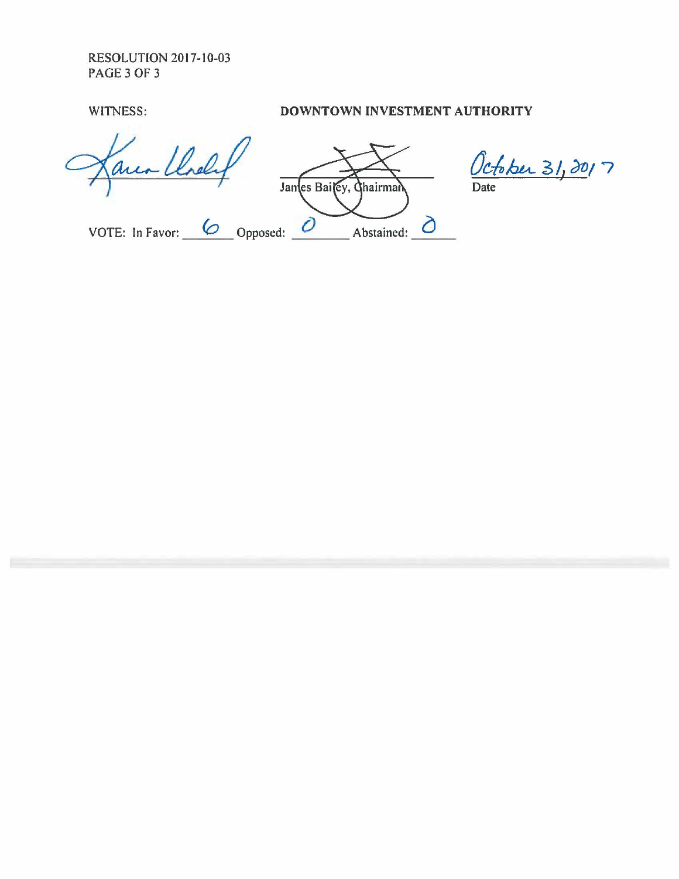RESOLUTION 2017-10-03
PAGE 3 OF 3

WITNESS: **DOWNTOWN INVESTMENT AUTHORITY**

| | | |
|---|---|---|
| Karen Underwood | James Bailey, Chairman | October 31, 2017 |
| | | Date |

VOTE: In Favor: 6 Opposed: 0 Abstained: 0